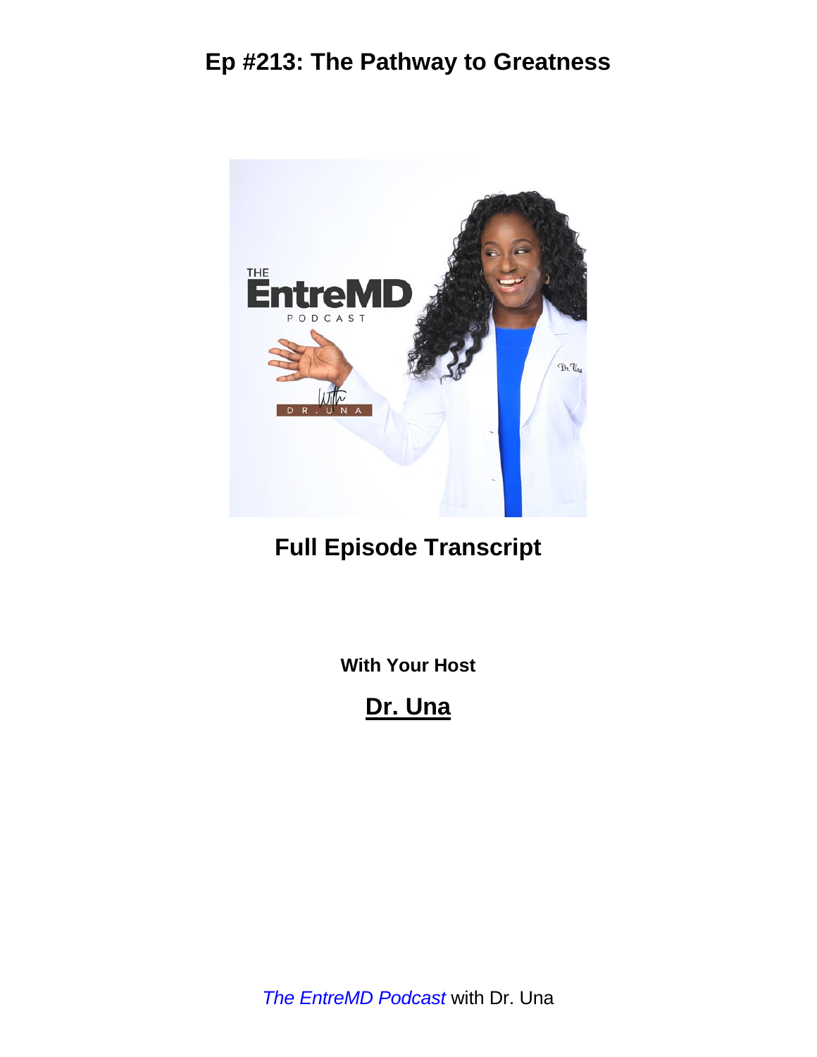# Ep #213: The Pathway to Greatness

## Full Episode Transcript

**With Your Host**

## Dr. Una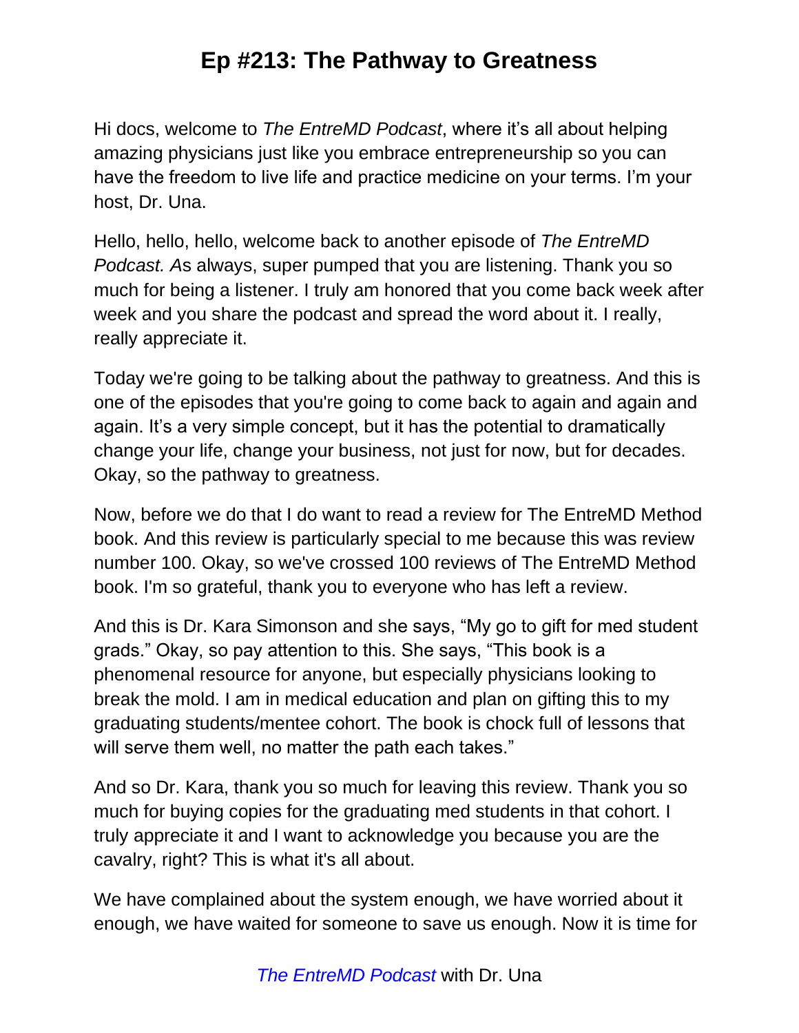# Ep #213: The Pathway to Greatness

Hi docs, welcome to *The EntreMD Podcast*, where it's all about helping amazing physicians just like you embrace entrepreneurship so you can have the freedom to live life and practice medicine on your terms. I'm your host, Dr. Una.

Hello, hello, hello, welcome back to another episode of *The EntreMD Podcast. A*s always, super pumped that you are listening. Thank you so much for being a listener. I truly am honored that you come back week after week and you share the podcast and spread the word about it. I really, really appreciate it.

Today we're going to be talking about the pathway to greatness. And this is one of the episodes that you're going to come back to again and again and again. It's a very simple concept, but it has the potential to dramatically change your life, change your business, not just for now, but for decades. Okay, so the pathway to greatness.

Now, before we do that I do want to read a review for The EntreMD Method book. And this review is particularly special to me because this was review number 100. Okay, so we've crossed 100 reviews of The EntreMD Method book. I'm so grateful, thank you to everyone who has left a review.

And this is Dr. Kara Simonson and she says, "My go to gift for med student grads." Okay, so pay attention to this. She says, "This book is a phenomenal resource for anyone, but especially physicians looking to break the mold. I am in medical education and plan on gifting this to my graduating students/mentee cohort. The book is chock full of lessons that will serve them well, no matter the path each takes."

And so Dr. Kara, thank you so much for leaving this review. Thank you so much for buying copies for the graduating med students in that cohort. I truly appreciate it and I want to acknowledge you because you are the cavalry, right? This is what it's all about.

We have complained about the system enough, we have worried about it enough, we have waited for someone to save us enough. Now it is time for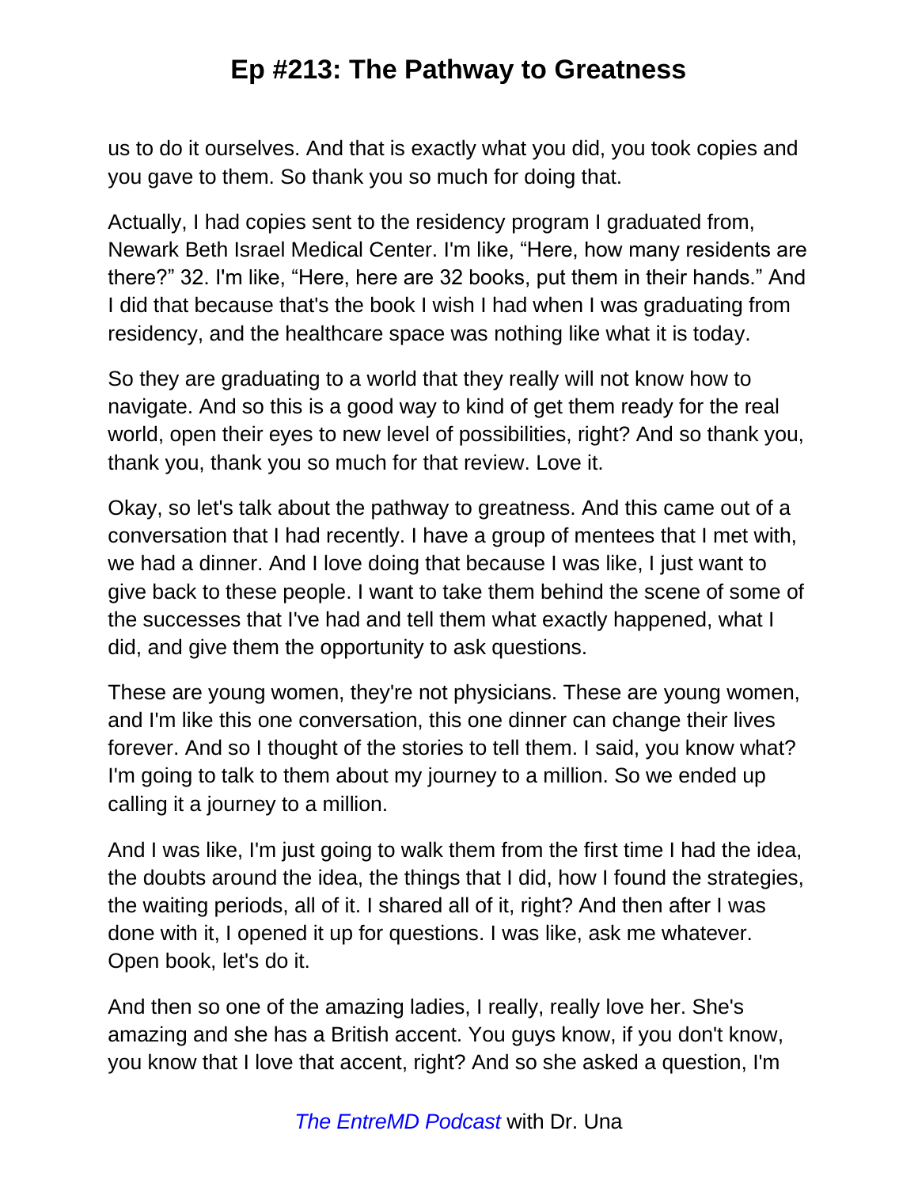us to do it ourselves. And that is exactly what you did, you took copies and you gave to them. So thank you so much for doing that.

Actually, I had copies sent to the residency program I graduated from, Newark Beth Israel Medical Center. I'm like, "Here, how many residents are there?" 32. I'm like, "Here, here are 32 books, put them in their hands." And I did that because that's the book I wish I had when I was graduating from residency, and the healthcare space was nothing like what it is today.

So they are graduating to a world that they really will not know how to navigate. And so this is a good way to kind of get them ready for the real world, open their eyes to new level of possibilities, right? And so thank you, thank you, thank you so much for that review. Love it.

Okay, so let's talk about the pathway to greatness. And this came out of a conversation that I had recently. I have a group of mentees that I met with, we had a dinner. And I love doing that because I was like, I just want to give back to these people. I want to take them behind the scene of some of the successes that I've had and tell them what exactly happened, what I did, and give them the opportunity to ask questions.

These are young women, they're not physicians. These are young women, and I'm like this one conversation, this one dinner can change their lives forever. And so I thought of the stories to tell them. I said, you know what? I'm going to talk to them about my journey to a million. So we ended up calling it a journey to a million.

And I was like, I'm just going to walk them from the first time I had the idea, the doubts around the idea, the things that I did, how I found the strategies, the waiting periods, all of it. I shared all of it, right? And then after I was done with it, I opened it up for questions. I was like, ask me whatever. Open book, let's do it.

And then so one of the amazing ladies, I really, really love her. She's amazing and she has a British accent. You guys know, if you don't know, you know that I love that accent, right? And so she asked a question, I'm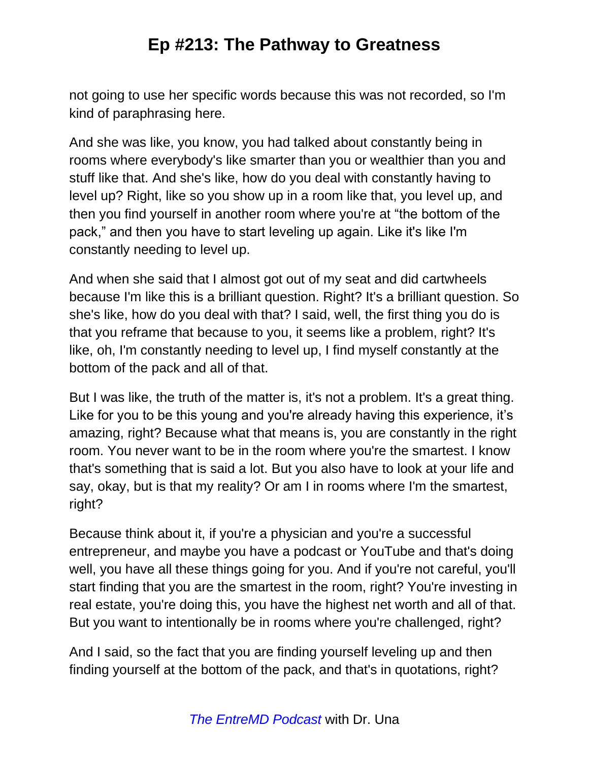not going to use her specific words because this was not recorded, so I'm kind of paraphrasing here.

And she was like, you know, you had talked about constantly being in rooms where everybody's like smarter than you or wealthier than you and stuff like that. And she's like, how do you deal with constantly having to level up? Right, like so you show up in a room like that, you level up, and then you find yourself in another room where you're at "the bottom of the pack," and then you have to start leveling up again. Like it's like I'm constantly needing to level up.

And when she said that I almost got out of my seat and did cartwheels because I'm like this is a brilliant question. Right? It's a brilliant question. So she's like, how do you deal with that? I said, well, the first thing you do is that you reframe that because to you, it seems like a problem, right? It's like, oh, I'm constantly needing to level up, I find myself constantly at the bottom of the pack and all of that.

But I was like, the truth of the matter is, it's not a problem. It's a great thing. Like for you to be this young and you're already having this experience, it's amazing, right? Because what that means is, you are constantly in the right room. You never want to be in the room where you're the smartest. I know that's something that is said a lot. But you also have to look at your life and say, okay, but is that my reality? Or am I in rooms where I'm the smartest, right?

Because think about it, if you're a physician and you're a successful entrepreneur, and maybe you have a podcast or YouTube and that's doing well, you have all these things going for you. And if you're not careful, you'll start finding that you are the smartest in the room, right? You're investing in real estate, you're doing this, you have the highest net worth and all of that. But you want to intentionally be in rooms where you're challenged, right?

And I said, so the fact that you are finding yourself leveling up and then finding yourself at the bottom of the pack, and that's in quotations, right?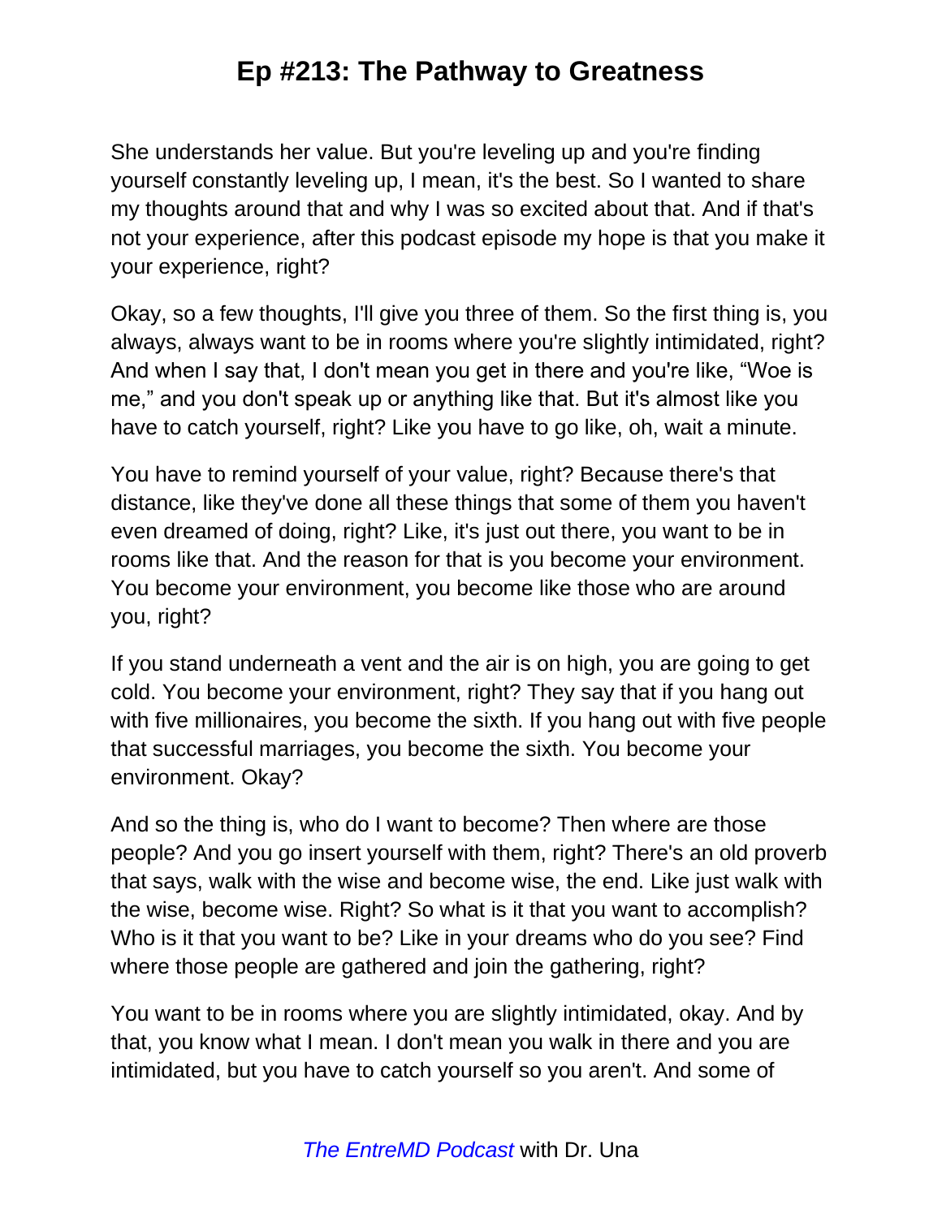She understands her value. But you're leveling up and you're finding yourself constantly leveling up, I mean, it's the best. So I wanted to share my thoughts around that and why I was so excited about that. And if that's not your experience, after this podcast episode my hope is that you make it your experience, right?

Okay, so a few thoughts, I'll give you three of them. So the first thing is, you always, always want to be in rooms where you're slightly intimidated, right? And when I say that, I don't mean you get in there and you're like, "Woe is me," and you don't speak up or anything like that. But it's almost like you have to catch yourself, right? Like you have to go like, oh, wait a minute.

You have to remind yourself of your value, right? Because there's that distance, like they've done all these things that some of them you haven't even dreamed of doing, right? Like, it's just out there, you want to be in rooms like that. And the reason for that is you become your environment. You become your environment, you become like those who are around you, right?

If you stand underneath a vent and the air is on high, you are going to get cold. You become your environment, right? They say that if you hang out with five millionaires, you become the sixth. If you hang out with five people that successful marriages, you become the sixth. You become your environment. Okay?

And so the thing is, who do I want to become? Then where are those people? And you go insert yourself with them, right? There's an old proverb that says, walk with the wise and become wise, the end. Like just walk with the wise, become wise. Right? So what is it that you want to accomplish? Who is it that you want to be? Like in your dreams who do you see? Find where those people are gathered and join the gathering, right?

You want to be in rooms where you are slightly intimidated, okay. And by that, you know what I mean. I don't mean you walk in there and you are intimidated, but you have to catch yourself so you aren't. And some of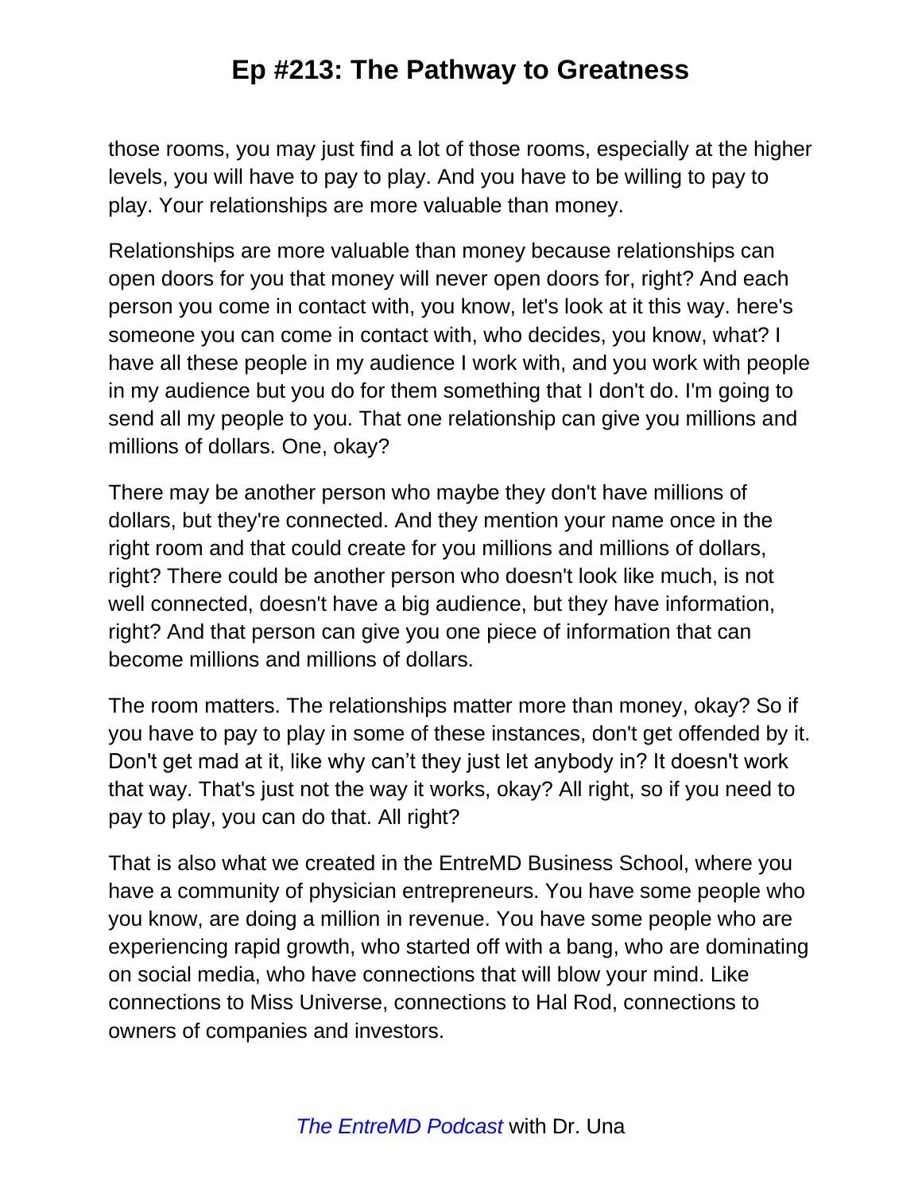those rooms, you may just find a lot of those rooms, especially at the higher levels, you will have to pay to play. And you have to be willing to pay to play. Your relationships are more valuable than money.

Relationships are more valuable than money because relationships can open doors for you that money will never open doors for, right? And each person you come in contact with, you know, let's look at it this way. here's someone you can come in contact with, who decides, you know, what? I have all these people in my audience I work with, and you work with people in my audience but you do for them something that I don't do. I'm going to send all my people to you. That one relationship can give you millions and millions of dollars. One, okay?

There may be another person who maybe they don't have millions of dollars, but they're connected. And they mention your name once in the right room and that could create for you millions and millions of dollars, right? There could be another person who doesn't look like much, is not well connected, doesn't have a big audience, but they have information, right? And that person can give you one piece of information that can become millions and millions of dollars.

The room matters. The relationships matter more than money, okay? So if you have to pay to play in some of these instances, don't get offended by it. Don't get mad at it, like why can't they just let anybody in? It doesn't work that way. That's just not the way it works, okay? All right, so if you need to pay to play, you can do that. All right?

That is also what we created in the EntreMD Business School, where you have a community of physician entrepreneurs. You have some people who you know, are doing a million in revenue. You have some people who are experiencing rapid growth, who started off with a bang, who are dominating on social media, who have connections that will blow your mind. Like connections to Miss Universe, connections to Hal Rod, connections to owners of companies and investors.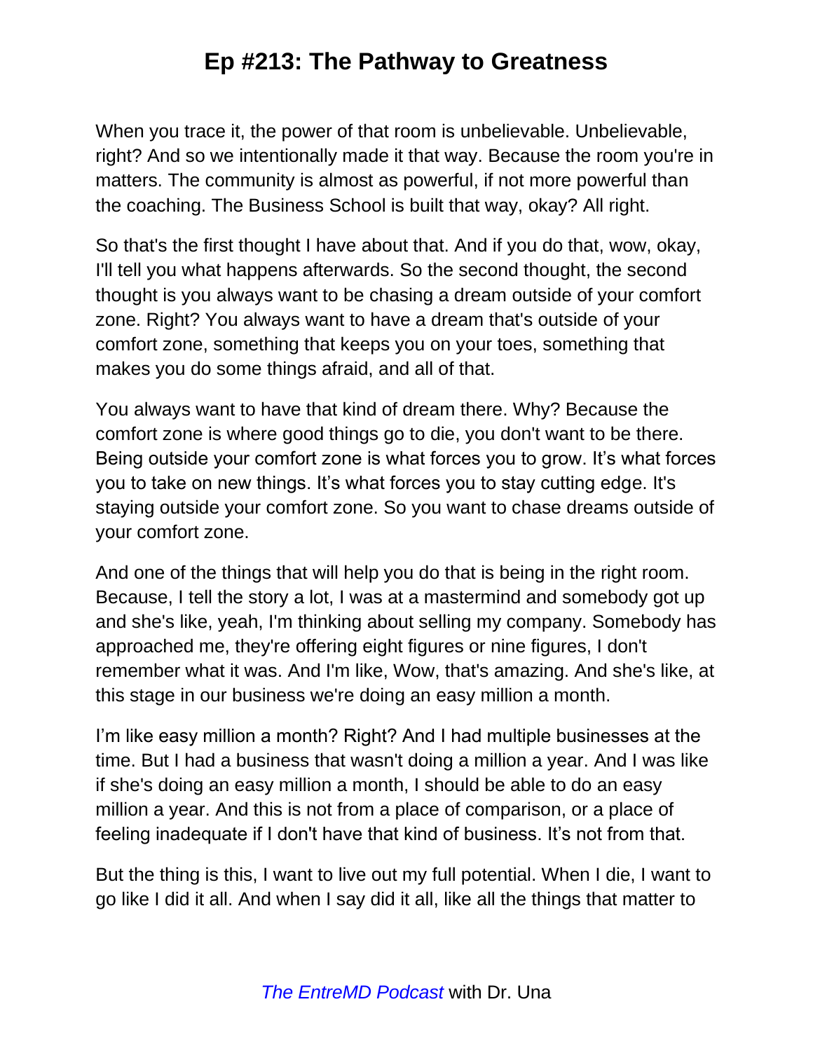When you trace it, the power of that room is unbelievable. Unbelievable, right? And so we intentionally made it that way. Because the room you're in matters. The community is almost as powerful, if not more powerful than the coaching. The Business School is built that way, okay? All right.

So that's the first thought I have about that. And if you do that, wow, okay, I'll tell you what happens afterwards. So the second thought, the second thought is you always want to be chasing a dream outside of your comfort zone. Right? You always want to have a dream that's outside of your comfort zone, something that keeps you on your toes, something that makes you do some things afraid, and all of that.

You always want to have that kind of dream there. Why? Because the comfort zone is where good things go to die, you don't want to be there. Being outside your comfort zone is what forces you to grow. It's what forces you to take on new things. It's what forces you to stay cutting edge. It's staying outside your comfort zone. So you want to chase dreams outside of your comfort zone.

And one of the things that will help you do that is being in the right room. Because, I tell the story a lot, I was at a mastermind and somebody got up and she's like, yeah, I'm thinking about selling my company. Somebody has approached me, they're offering eight figures or nine figures, I don't remember what it was. And I'm like, Wow, that's amazing. And she's like, at this stage in our business we're doing an easy million a month.

I'm like easy million a month? Right? And I had multiple businesses at the time. But I had a business that wasn't doing a million a year. And I was like if she's doing an easy million a month, I should be able to do an easy million a year. And this is not from a place of comparison, or a place of feeling inadequate if I don't have that kind of business. It's not from that.

But the thing is this, I want to live out my full potential. When I die, I want to go like I did it all. And when I say did it all, like all the things that matter to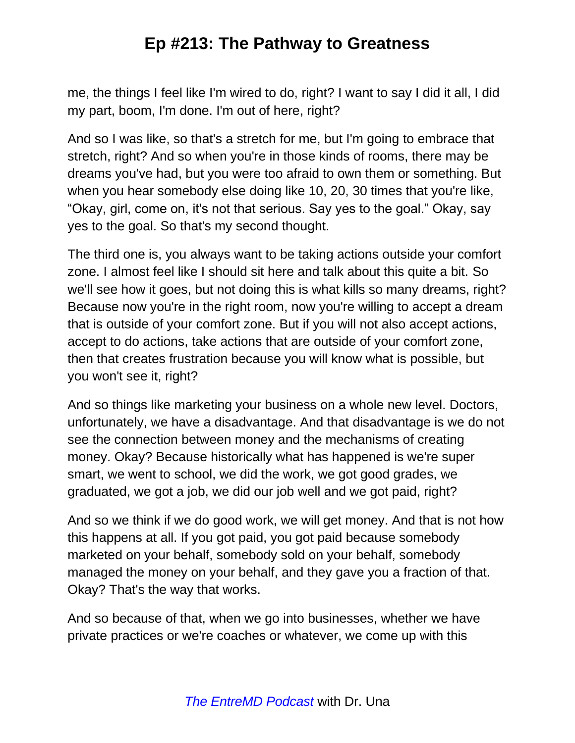me, the things I feel like I'm wired to do, right? I want to say I did it all, I did my part, boom, I'm done. I'm out of here, right?

And so I was like, so that's a stretch for me, but I'm going to embrace that stretch, right? And so when you're in those kinds of rooms, there may be dreams you've had, but you were too afraid to own them or something. But when you hear somebody else doing like 10, 20, 30 times that you're like, "Okay, girl, come on, it's not that serious. Say yes to the goal." Okay, say yes to the goal. So that's my second thought.

The third one is, you always want to be taking actions outside your comfort zone. I almost feel like I should sit here and talk about this quite a bit. So we'll see how it goes, but not doing this is what kills so many dreams, right? Because now you're in the right room, now you're willing to accept a dream that is outside of your comfort zone. But if you will not also accept actions, accept to do actions, take actions that are outside of your comfort zone, then that creates frustration because you will know what is possible, but you won't see it, right?

And so things like marketing your business on a whole new level. Doctors, unfortunately, we have a disadvantage. And that disadvantage is we do not see the connection between money and the mechanisms of creating money. Okay? Because historically what has happened is we're super smart, we went to school, we did the work, we got good grades, we graduated, we got a job, we did our job well and we got paid, right?

And so we think if we do good work, we will get money. And that is not how this happens at all. If you got paid, you got paid because somebody marketed on your behalf, somebody sold on your behalf, somebody managed the money on your behalf, and they gave you a fraction of that. Okay? That's the way that works.

And so because of that, when we go into businesses, whether we have private practices or we're coaches or whatever, we come up with this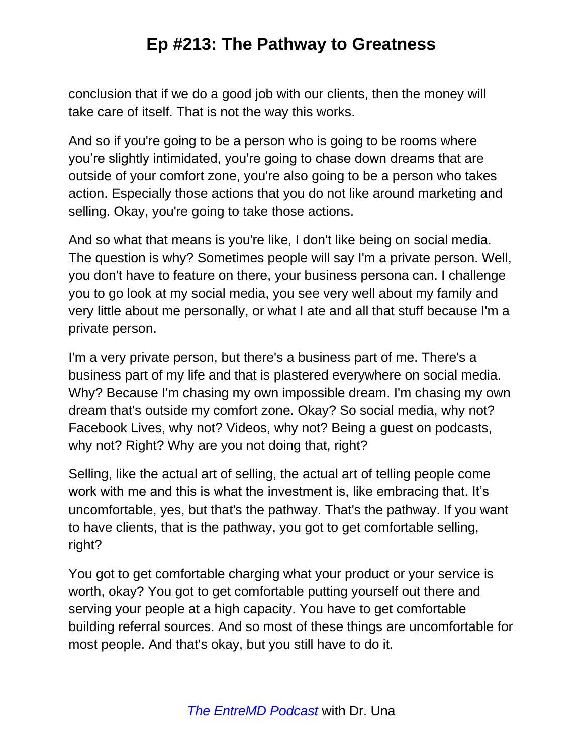conclusion that if we do a good job with our clients, then the money will take care of itself. That is not the way this works.

And so if you're going to be a person who is going to be rooms where you're slightly intimidated, you're going to chase down dreams that are outside of your comfort zone, you're also going to be a person who takes action. Especially those actions that you do not like around marketing and selling. Okay, you're going to take those actions.

And so what that means is you're like, I don't like being on social media. The question is why? Sometimes people will say I'm a private person. Well, you don't have to feature on there, your business persona can. I challenge you to go look at my social media, you see very well about my family and very little about me personally, or what I ate and all that stuff because I'm a private person.

I'm a very private person, but there's a business part of me. There's a business part of my life and that is plastered everywhere on social media. Why? Because I'm chasing my own impossible dream. I'm chasing my own dream that's outside my comfort zone. Okay? So social media, why not? Facebook Lives, why not? Videos, why not? Being a guest on podcasts, why not? Right? Why are you not doing that, right?

Selling, like the actual art of selling, the actual art of telling people come work with me and this is what the investment is, like embracing that. It's uncomfortable, yes, but that's the pathway. That's the pathway. If you want to have clients, that is the pathway, you got to get comfortable selling, right?

You got to get comfortable charging what your product or your service is worth, okay? You got to get comfortable putting yourself out there and serving your people at a high capacity. You have to get comfortable building referral sources. And so most of these things are uncomfortable for most people. And that's okay, but you still have to do it.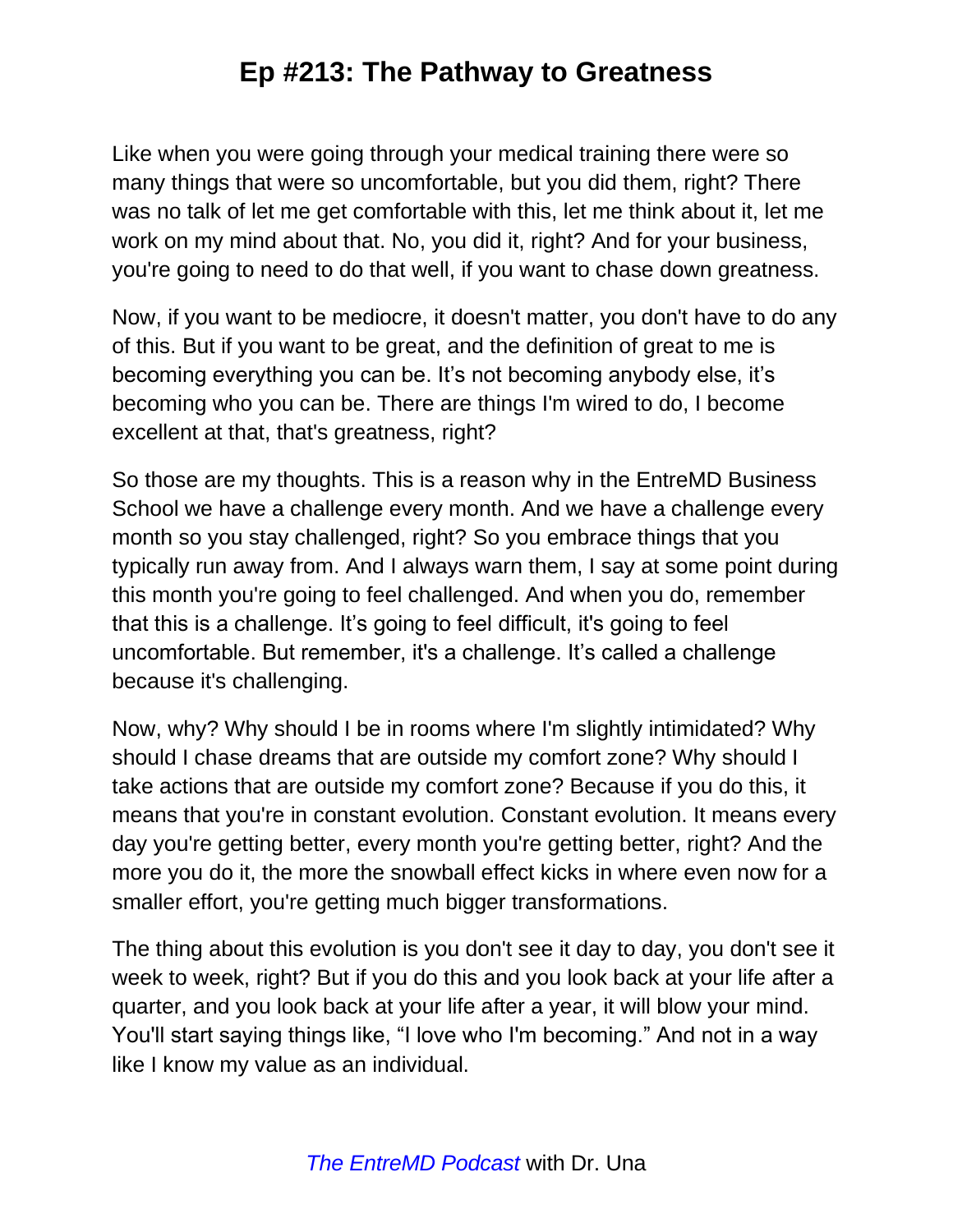Like when you were going through your medical training there were so many things that were so uncomfortable, but you did them, right? There was no talk of let me get comfortable with this, let me think about it, let me work on my mind about that. No, you did it, right? And for your business, you're going to need to do that well, if you want to chase down greatness.

Now, if you want to be mediocre, it doesn't matter, you don't have to do any of this. But if you want to be great, and the definition of great to me is becoming everything you can be. It's not becoming anybody else, it's becoming who you can be. There are things I'm wired to do, I become excellent at that, that's greatness, right?

So those are my thoughts. This is a reason why in the EntreMD Business School we have a challenge every month. And we have a challenge every month so you stay challenged, right? So you embrace things that you typically run away from. And I always warn them, I say at some point during this month you're going to feel challenged. And when you do, remember that this is a challenge. It's going to feel difficult, it's going to feel uncomfortable. But remember, it's a challenge. It's called a challenge because it's challenging.

Now, why? Why should I be in rooms where I'm slightly intimidated? Why should I chase dreams that are outside my comfort zone? Why should I take actions that are outside my comfort zone? Because if you do this, it means that you're in constant evolution. Constant evolution. It means every day you're getting better, every month you're getting better, right? And the more you do it, the more the snowball effect kicks in where even now for a smaller effort, you're getting much bigger transformations.

The thing about this evolution is you don't see it day to day, you don't see it week to week, right? But if you do this and you look back at your life after a quarter, and you look back at your life after a year, it will blow your mind. You'll start saying things like, "I love who I'm becoming." And not in a way like I know my value as an individual.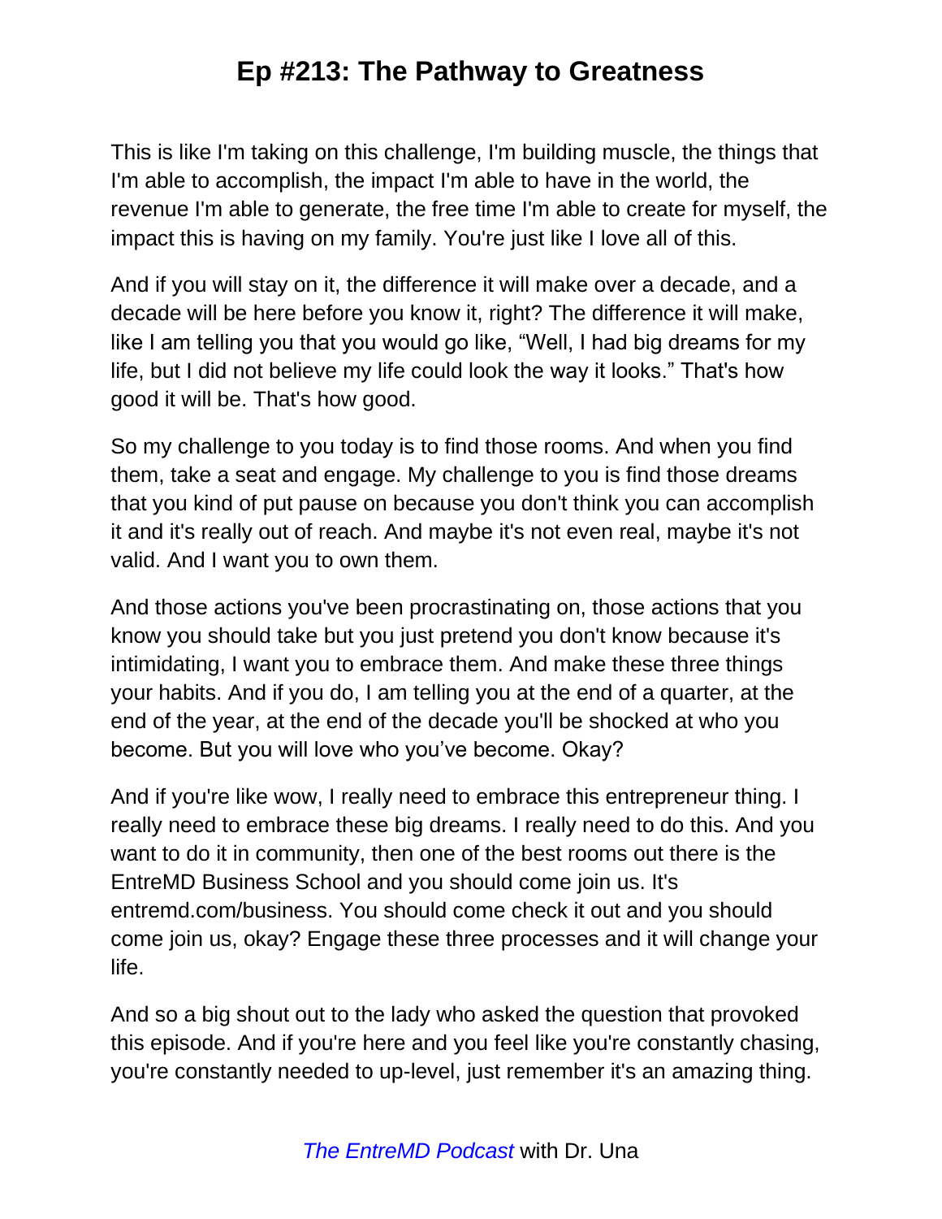This is like I'm taking on this challenge, I'm building muscle, the things that I'm able to accomplish, the impact I'm able to have in the world, the revenue I'm able to generate, the free time I'm able to create for myself, the impact this is having on my family. You're just like I love all of this.

And if you will stay on it, the difference it will make over a decade, and a decade will be here before you know it, right? The difference it will make, like I am telling you that you would go like, "Well, I had big dreams for my life, but I did not believe my life could look the way it looks." That's how good it will be. That's how good.

So my challenge to you today is to find those rooms. And when you find them, take a seat and engage. My challenge to you is find those dreams that you kind of put pause on because you don't think you can accomplish it and it's really out of reach. And maybe it's not even real, maybe it's not valid. And I want you to own them.

And those actions you've been procrastinating on, those actions that you know you should take but you just pretend you don't know because it's intimidating, I want you to embrace them. And make these three things your habits. And if you do, I am telling you at the end of a quarter, at the end of the year, at the end of the decade you'll be shocked at who you become. But you will love who you've become. Okay?

And if you're like wow, I really need to embrace this entrepreneur thing. I really need to embrace these big dreams. I really need to do this. And you want to do it in community, then one of the best rooms out there is the EntreMD Business School and you should come join us. It's entremd.com/business. You should come check it out and you should come join us, okay? Engage these three processes and it will change your life.

And so a big shout out to the lady who asked the question that provoked this episode. And if you're here and you feel like you're constantly chasing, you're constantly needed to up-level, just remember it's an amazing thing.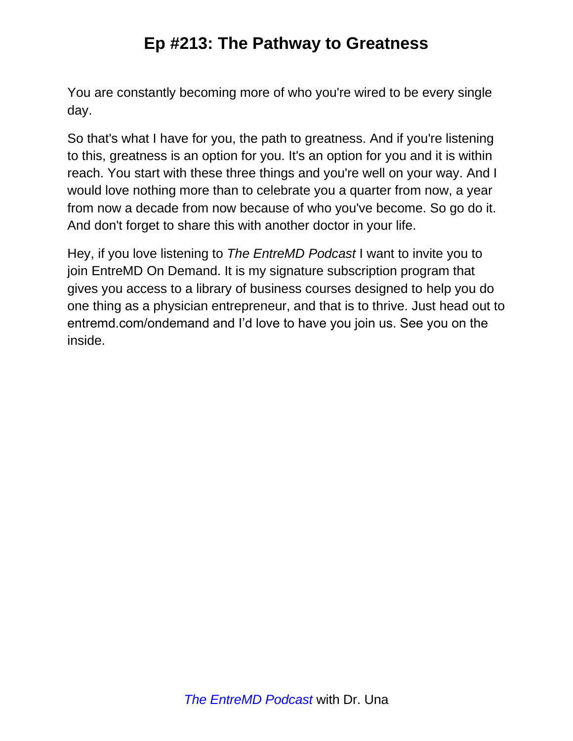You are constantly becoming more of who you're wired to be every single day.

So that's what I have for you, the path to greatness. And if you're listening to this, greatness is an option for you. It's an option for you and it is within reach. You start with these three things and you're well on your way. And I would love nothing more than to celebrate you a quarter from now, a year from now a decade from now because of who you've become. So go do it. And don't forget to share this with another doctor in your life.

Hey, if you love listening to *The EntreMD Podcast* I want to invite you to join EntreMD On Demand. It is my signature subscription program that gives you access to a library of business courses designed to help you do one thing as a physician entrepreneur, and that is to thrive. Just head out to entremd.com/ondemand and I'd love to have you join us. See you on the inside.